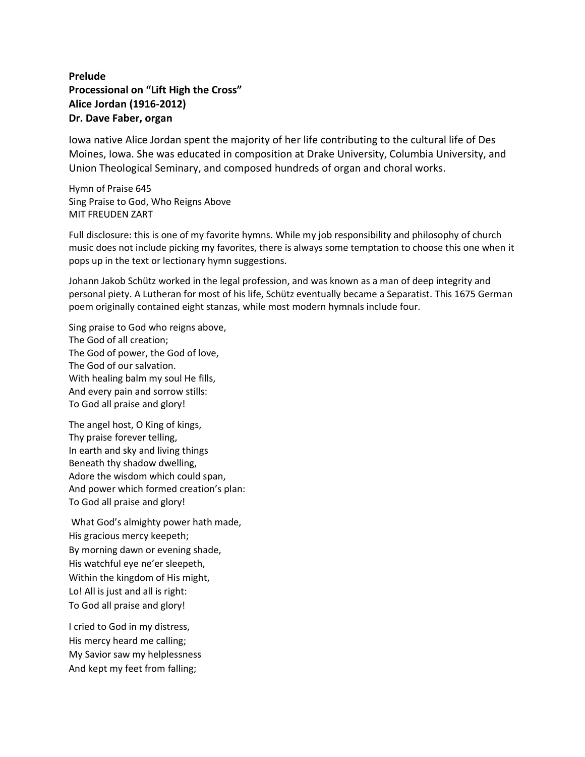**Prelude**
**Processional on “Lift High the Cross”**
**Alice Jordan (1916-2012)**
**Dr. Dave Faber, organ**

Iowa native Alice Jordan spent the majority of her life contributing to the cultural life of Des Moines, Iowa. She was educated in composition at Drake University, Columbia University, and Union Theological Seminary, and composed hundreds of organ and choral works.

Hymn of Praise 645
Sing Praise to God, Who Reigns Above
MIT FREUDEN ZART

Full disclosure: this is one of my favorite hymns. While my job responsibility and philosophy of church music does not include picking my favorites, there is always some temptation to choose this one when it pops up in the text or lectionary hymn suggestions.

Johann Jakob Schütz worked in the legal profession, and was known as a man of deep integrity and personal piety. A Lutheran for most of his life, Schütz eventually became a Separatist. This 1675 German poem originally contained eight stanzas, while most modern hymnals include four.

Sing praise to God who reigns above,
The God of all creation;
The God of power, the God of love,
The God of our salvation.
With healing balm my soul He fills,
And every pain and sorrow stills:
To God all praise and glory!

The angel host, O King of kings,
Thy praise forever telling,
In earth and sky and living things
Beneath thy shadow dwelling,
Adore the wisdom which could span,
And power which formed creation’s plan:
To God all praise and glory!

What God’s almighty power hath made,
His gracious mercy keepeth;
By morning dawn or evening shade,
His watchful eye ne’er sleepeth,
Within the kingdom of His might,
Lo! All is just and all is right:
To God all praise and glory!

I cried to God in my distress,
His mercy heard me calling;
My Savior saw my helplessness
And kept my feet from falling;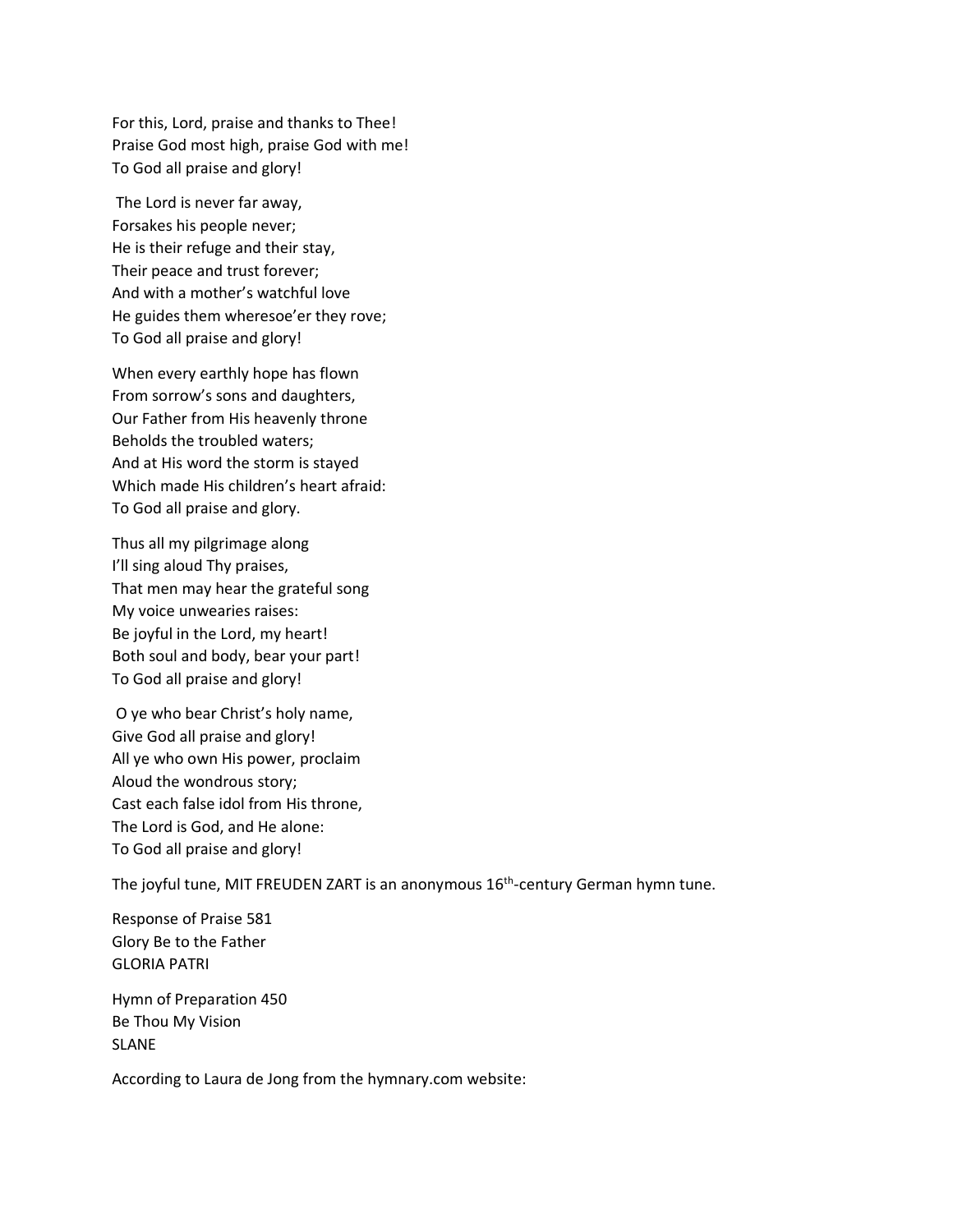For this, Lord, praise and thanks to Thee!
Praise God most high, praise God with me!
To God all praise and glory!

The Lord is never far away,
Forsakes his people never;
He is their refuge and their stay,
Their peace and trust forever;
And with a mother's watchful love
He guides them wheresoe'er they rove;
To God all praise and glory!

When every earthly hope has flown
From sorrow's sons and daughters,
Our Father from His heavenly throne
Beholds the troubled waters;
And at His word the storm is stayed
Which made His children's heart afraid:
To God all praise and glory.

Thus all my pilgrimage along
I'll sing aloud Thy praises,
That men may hear the grateful song
My voice unwearies raises:
Be joyful in the Lord, my heart!
Both soul and body, bear your part!
To God all praise and glory!

O ye who bear Christ's holy name,
Give God all praise and glory!
All ye who own His power, proclaim
Aloud the wondrous story;
Cast each false idol from His throne,
The Lord is God, and He alone:
To God all praise and glory!

The joyful tune, MIT FREUDEN ZART is an anonymous 16th-century German hymn tune.

Response of Praise 581
Glory Be to the Father
GLORIA PATRI

Hymn of Preparation 450
Be Thou My Vision
SLANE

According to Laura de Jong from the hymnary.com website: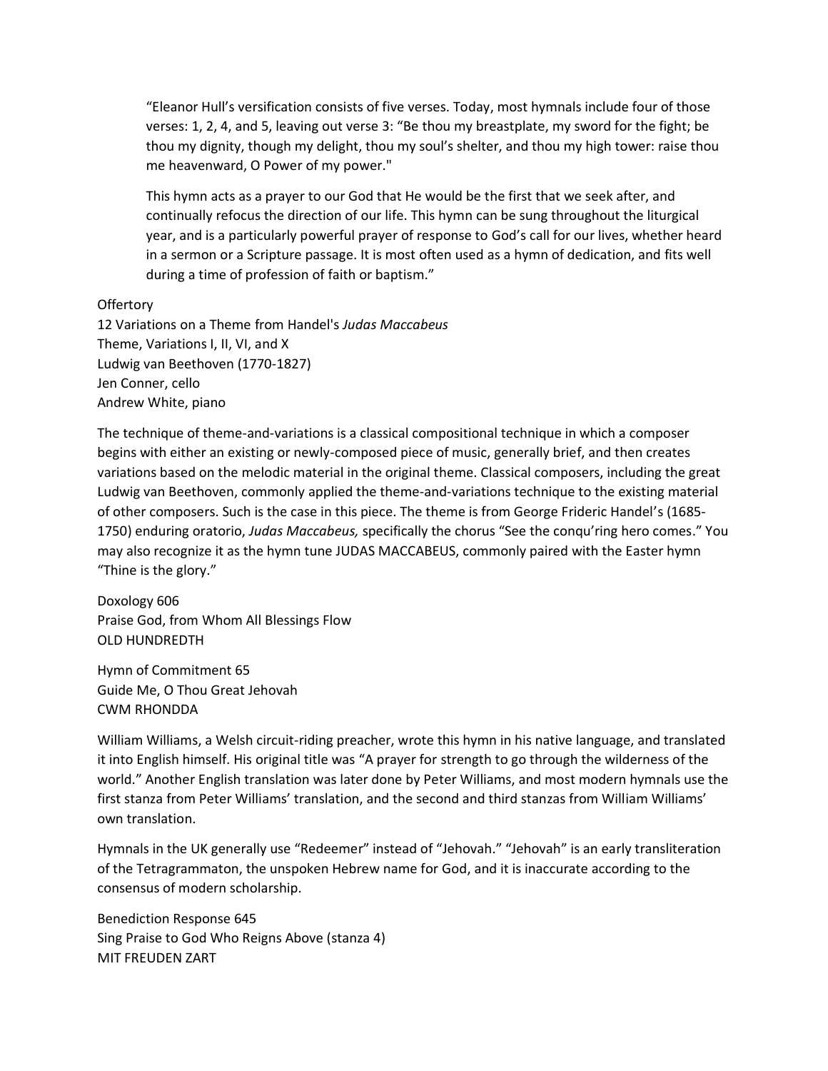> "Eleanor Hull's versification consists of five verses. Today, most hymnals include four of those verses: 1, 2, 4, and 5, leaving out verse 3: "Be thou my breastplate, my sword for the fight; be thou my dignity, though my delight, thou my soul's shelter, and thou my high tower: raise thou me heavenward, O Power of my power."
>
> This hymn acts as a prayer to our God that He would be the first that we seek after, and continually refocus the direction of our life. This hymn can be sung throughout the liturgical year, and is a particularly powerful prayer of response to God's call for our lives, whether heard in a sermon or a Scripture passage. It is most often used as a hymn of dedication, and fits well during a time of profession of faith or baptism."

Offertory
12 Variations on a Theme from Handel's *Judas Maccabeus*
Theme, Variations I, II, VI, and X
Ludwig van Beethoven (1770-1827)
Jen Conner, cello
Andrew White, piano

The technique of theme-and-variations is a classical compositional technique in which a composer begins with either an existing or newly-composed piece of music, generally brief, and then creates variations based on the melodic material in the original theme. Classical composers, including the great Ludwig van Beethoven, commonly applied the theme-and-variations technique to the existing material of other composers. Such is the case in this piece. The theme is from George Frideric Handel's (1685-1750) enduring oratorio, *Judas Maccabeus,* specifically the chorus "See the conqu'ring hero comes." You may also recognize it as the hymn tune JUDAS MACCABEUS, commonly paired with the Easter hymn "Thine is the glory."

Doxology 606
Praise God, from Whom All Blessings Flow
OLD HUNDREDTH

Hymn of Commitment 65
Guide Me, O Thou Great Jehovah
CWM RHONDDA

William Williams, a Welsh circuit-riding preacher, wrote this hymn in his native language, and translated it into English himself. His original title was "A prayer for strength to go through the wilderness of the world." Another English translation was later done by Peter Williams, and most modern hymnals use the first stanza from Peter Williams' translation, and the second and third stanzas from William Williams' own translation.

Hymnals in the UK generally use "Redeemer" instead of "Jehovah." "Jehovah" is an early transliteration of the Tetragrammaton, the unspoken Hebrew name for God, and it is inaccurate according to the consensus of modern scholarship.

Benediction Response 645
Sing Praise to God Who Reigns Above (stanza 4)
MIT FREUDEN ZART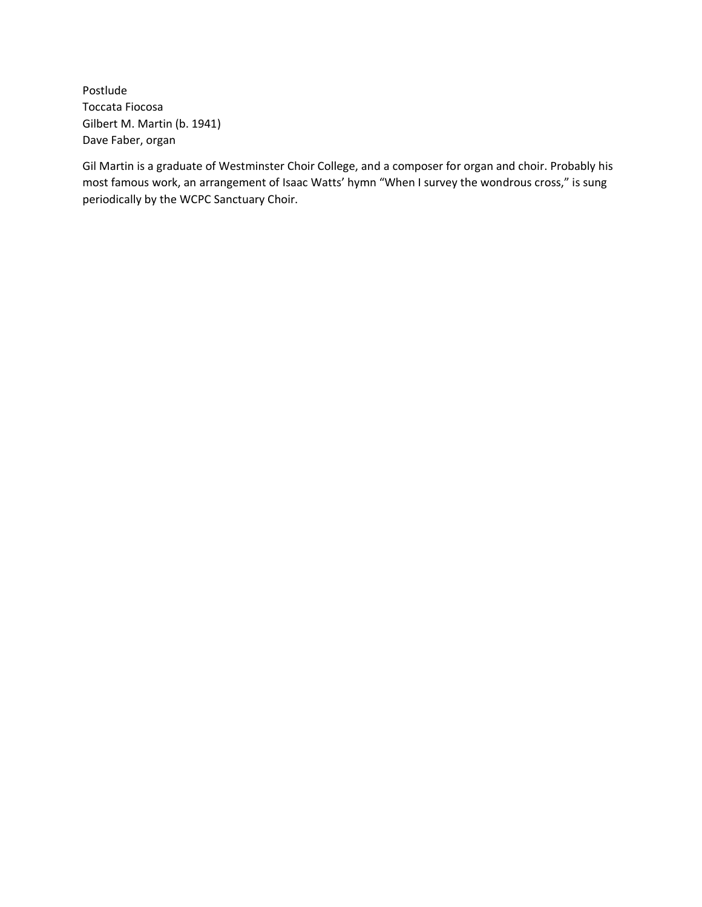Postlude
Toccata Fiocosa
Gilbert M. Martin (b. 1941)
Dave Faber, organ

Gil Martin is a graduate of Westminster Choir College, and a composer for organ and choir. Probably his most famous work, an arrangement of Isaac Watts' hymn "When I survey the wondrous cross," is sung periodically by the WCPC Sanctuary Choir.